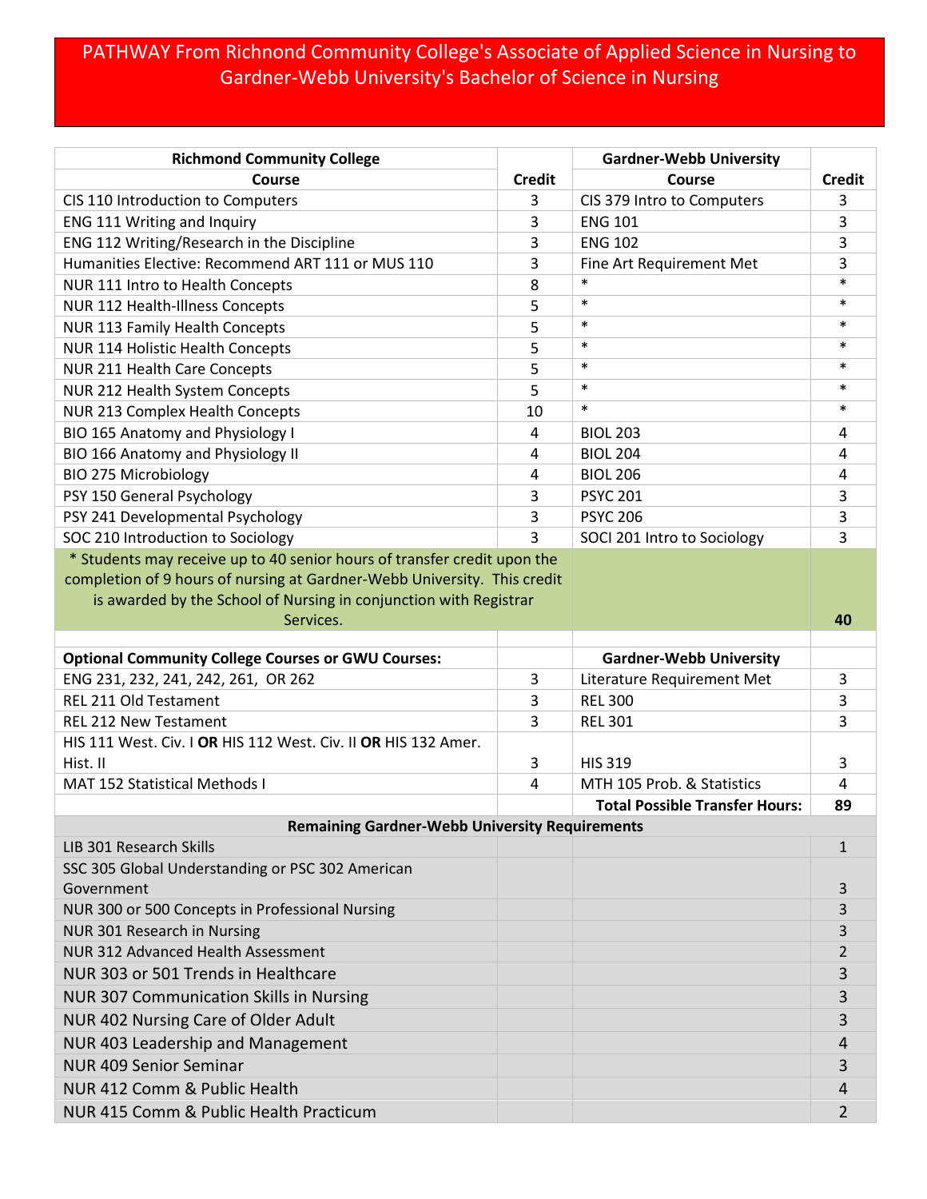# PATHWAY From Richnond Community College's Associate of Applied Science in Nursing to Gardner-Webb University's Bachelor of Science in Nursing

| Richmond Community College Course | Credit | Gardner-Webb University Course | Credit |
|---|---|---|---|
| CIS 110 Introduction to Computers | 3 | CIS 379 Intro to Computers | 3 |
| ENG 111 Writing and Inquiry | 3 | ENG 101 | 3 |
| ENG 112 Writing/Research in the Discipline | 3 | ENG 102 | 3 |
| Humanities Elective: Recommend ART 111 or MUS 110 | 3 | Fine Art Requirement Met | 3 |
| NUR 111 Intro to Health Concepts | 8 | * | * |
| NUR 112 Health-Illness Concepts | 5 | * | * |
| NUR 113 Family Health Concepts | 5 | * | * |
| NUR 114 Holistic Health Concepts | 5 | * | * |
| NUR 211 Health Care Concepts | 5 | * | * |
| NUR 212 Health System Concepts | 5 | * | * |
| NUR 213 Complex Health Concepts | 10 | * | * |
| BIO 165 Anatomy and Physiology I | 4 | BIOL 203 | 4 |
| BIO 166 Anatomy and Physiology II | 4 | BIOL 204 | 4 |
| BIO 275 Microbiology | 4 | BIOL 206 | 4 |
| PSY 150 General Psychology | 3 | PSYC 201 | 3 |
| PSY 241 Developmental Psychology | 3 | PSYC 206 | 3 |
| SOC 210 Introduction to Sociology | 3 | SOCI 201 Intro to Sociology | 3 |
| * Students may receive up to 40 senior hours of transfer credit upon the completion of 9 hours of nursing at Gardner-Webb University. This credit is awarded by the School of Nursing in conjunction with Registrar Services. | | | 40 |
| | | | |
| **Optional Community College Courses or GWU Courses:** | | **Gardner-Webb University** | |
| ENG 231, 232, 241, 242, 261, OR 262 | 3 | Literature Requirement Met | 3 |
| REL 211 Old Testament | 3 | REL 300 | 3 |
| REL 212 New Testament | 3 | REL 301 | 3 |
| HIS 111 West. Civ. I **OR** HIS 112 West. Civ. II **OR** HIS 132 Amer. Hist. II | 3 | HIS 319 | 3 |
| MAT 152 Statistical Methods I | 4 | MTH 105 Prob. & Statistics | 4 |
| | | **Total Possible Transfer Hours:** | **89** |
| **Remaining Gardner-Webb University Requirements** | | | |
| LIB 301 Research Skills | | | 1 |
| SSC 305 Global Understanding or PSC 302 American Government | | | 3 |
| NUR 300 or 500 Concepts in Professional Nursing | | | 3 |
| NUR 301 Research in Nursing | | | 3 |
| NUR 312 Advanced Health Assessment | | | 2 |
| NUR 303 or 501 Trends in Healthcare | | | 3 |
| NUR 307 Communication Skills in Nursing | | | 3 |
| NUR 402 Nursing Care of Older Adult | | | 3 |
| NUR 403 Leadership and Management | | | 4 |
| NUR 409 Senior Seminar | | | 3 |
| NUR 412 Comm & Public Health | | | 4 |
| NUR 415 Comm & Public Health Practicum | | | 2 |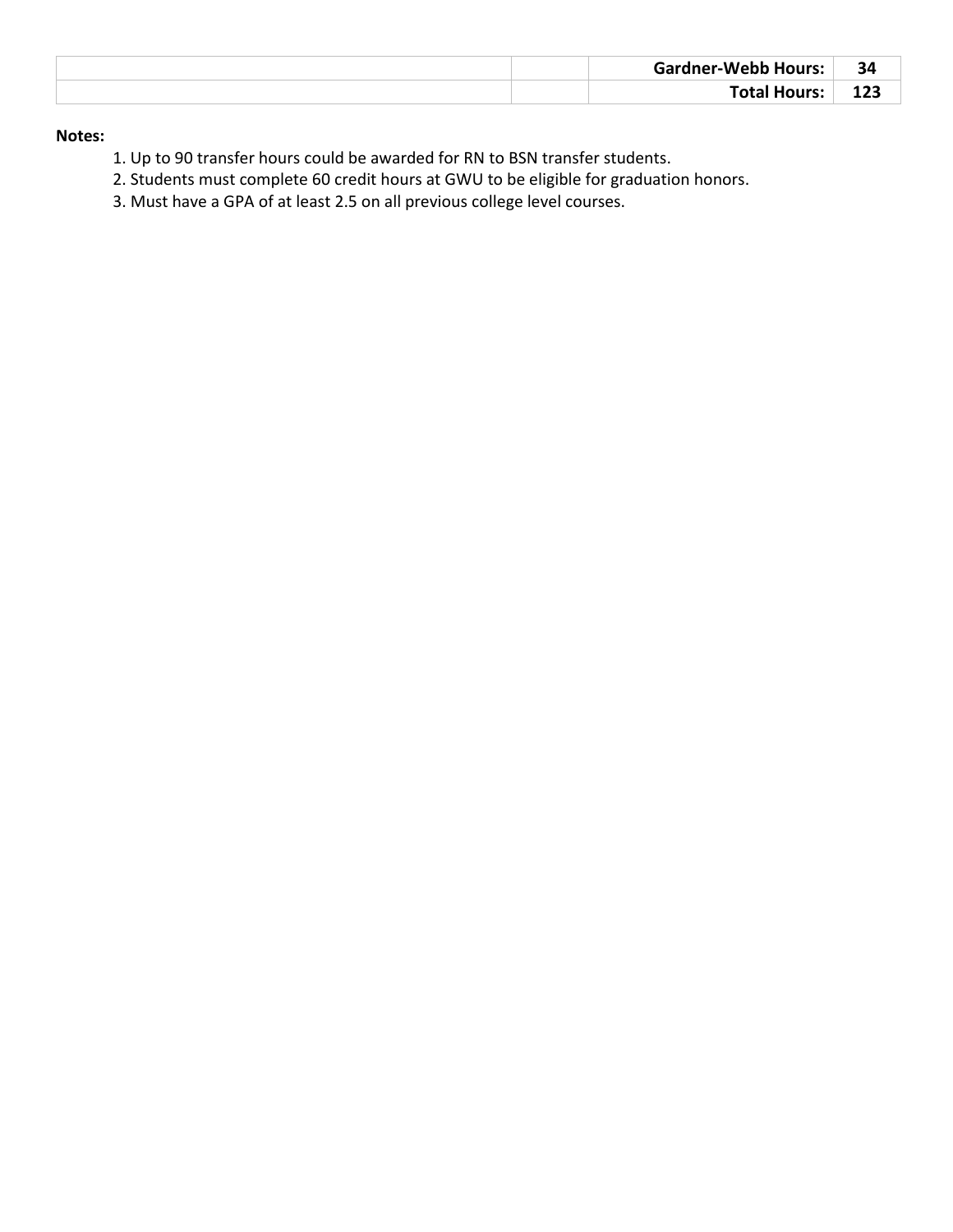| | | | |
|---|---|---|---|
| | | **Gardner-Webb Hours:** | **34** |
| | | **Total Hours:** | **123** |

**Notes:**

1. Up to 90 transfer hours could be awarded for RN to BSN transfer students.
2. Students must complete 60 credit hours at GWU to be eligible for graduation honors.
3. Must have a GPA of at least 2.5 on all previous college level courses.